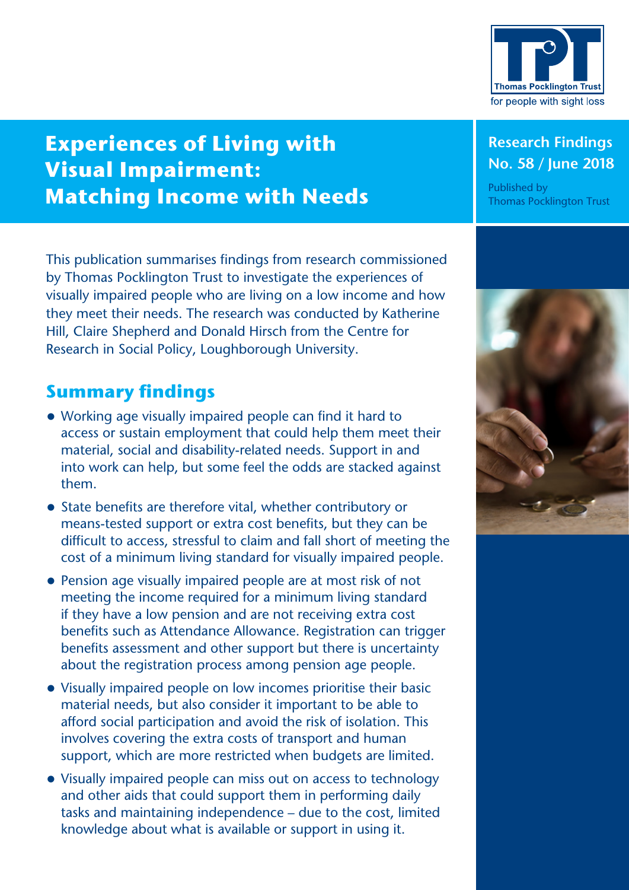Thomas Pocklington Trust

for people with sight loss

# Experiences of Living with Visual Impairment: Matching Income with Needs

**Research Findings No. 58 / June 2018**

Published by Thomas Pocklington Trust

This publication summarises findings from research commissioned by Thomas Pocklington Trust to investigate the experiences of visually impaired people who are living on a low income and how they meet their needs. The research was conducted by Katherine Hill, Claire Shepherd and Donald Hirsch from the Centre for Research in Social Policy, Loughborough University.

## Summary findings

- Working age visually impaired people can find it hard to access or sustain employment that could help them meet their material, social and disability-related needs. Support in and into work can help, but some feel the odds are stacked against them.
- State benefits are therefore vital, whether contributory or means-tested support or extra cost benefits, but they can be difficult to access, stressful to claim and fall short of meeting the cost of a minimum living standard for visually impaired people.
- Pension age visually impaired people are at most risk of not meeting the income required for a minimum living standard if they have a low pension and are not receiving extra cost benefits such as Attendance Allowance. Registration can trigger benefits assessment and other support but there is uncertainty about the registration process among pension age people.
- Visually impaired people on low incomes prioritise their basic material needs, but also consider it important to be able to afford social participation and avoid the risk of isolation. This involves covering the extra costs of transport and human support, which are more restricted when budgets are limited.
- Visually impaired people can miss out on access to technology and other aids that could support them in performing daily tasks and maintaining independence – due to the cost, limited knowledge about what is available or support in using it.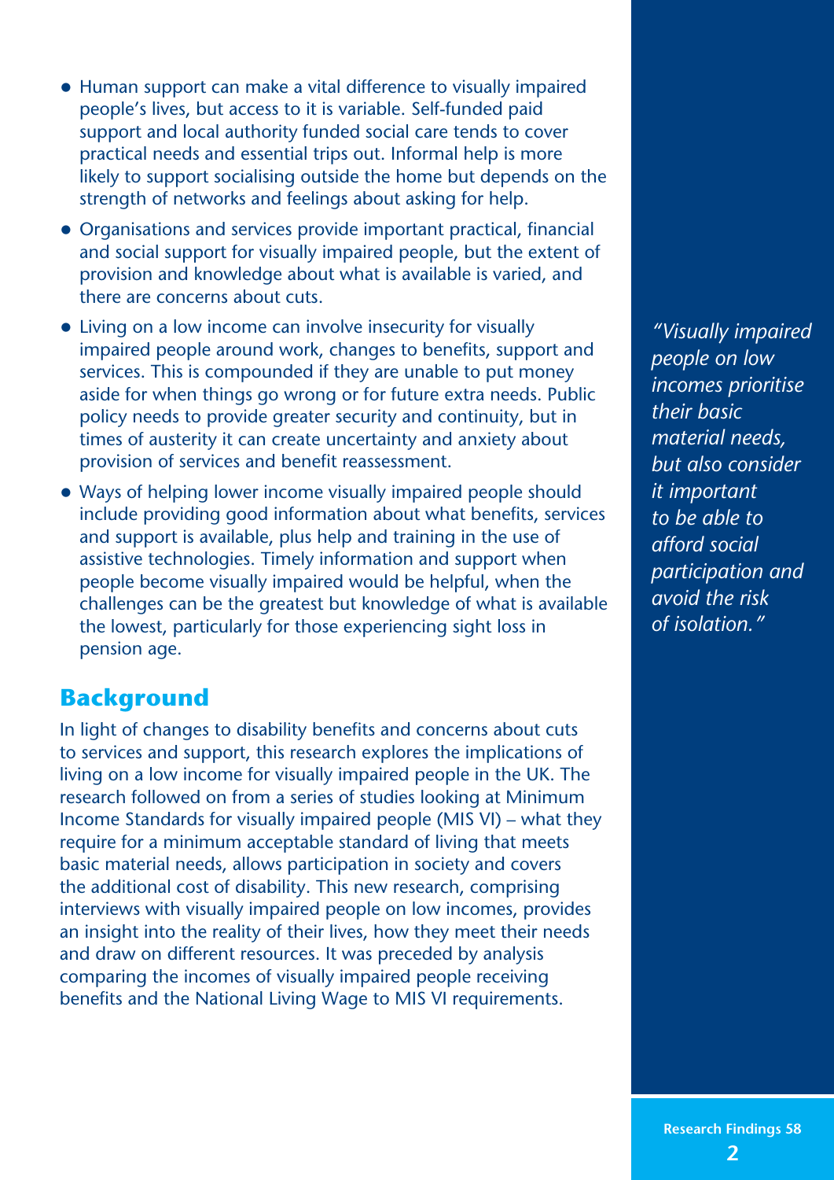- Human support can make a vital difference to visually impaired people's lives, but access to it is variable. Self-funded paid support and local authority funded social care tends to cover practical needs and essential trips out. Informal help is more likely to support socialising outside the home but depends on the strength of networks and feelings about asking for help.
- Organisations and services provide important practical, financial and social support for visually impaired people, but the extent of provision and knowledge about what is available is varied, and there are concerns about cuts.
- Living on a low income can involve insecurity for visually impaired people around work, changes to benefits, support and services. This is compounded if they are unable to put money aside for when things go wrong or for future extra needs. Public policy needs to provide greater security and continuity, but in times of austerity it can create uncertainty and anxiety about provision of services and benefit reassessment.
- Ways of helping lower income visually impaired people should include providing good information about what benefits, services and support is available, plus help and training in the use of assistive technologies. Timely information and support when people become visually impaired would be helpful, when the challenges can be the greatest but knowledge of what is available the lowest, particularly for those experiencing sight loss in pension age.

*"Visually impaired people on low incomes prioritise their basic material needs, but also consider it important to be able to afford social participation and avoid the risk of isolation."*

## Background

In light of changes to disability benefits and concerns about cuts to services and support, this research explores the implications of living on a low income for visually impaired people in the UK. The research followed on from a series of studies looking at Minimum Income Standards for visually impaired people (MIS VI) – what they require for a minimum acceptable standard of living that meets basic material needs, allows participation in society and covers the additional cost of disability. This new research, comprising interviews with visually impaired people on low incomes, provides an insight into the reality of their lives, how they meet their needs and draw on different resources. It was preceded by analysis comparing the incomes of visually impaired people receiving benefits and the National Living Wage to MIS VI requirements.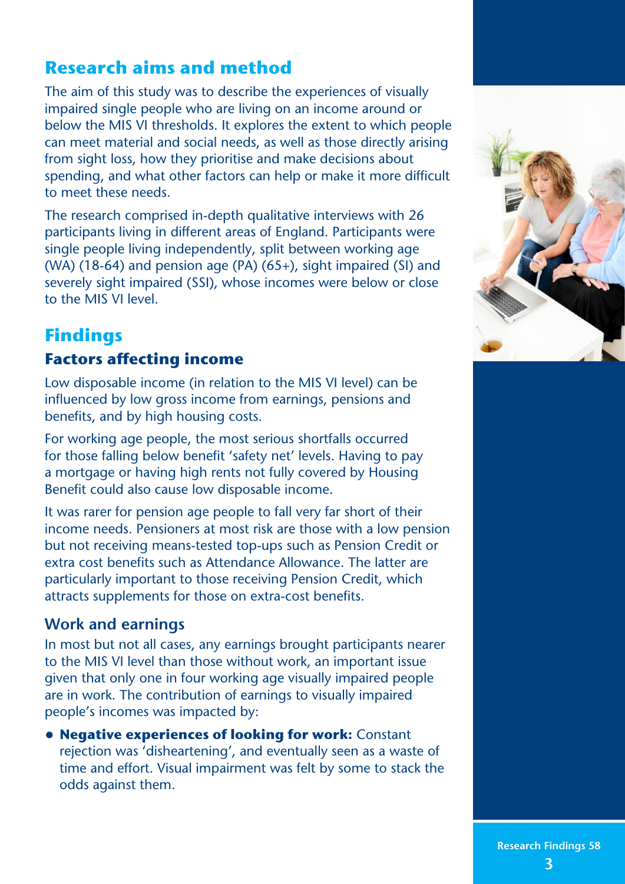## Research aims and method

The aim of this study was to describe the experiences of visually impaired single people who are living on an income around or below the MIS VI thresholds. It explores the extent to which people can meet material and social needs, as well as those directly arising from sight loss, how they prioritise and make decisions about spending, and what other factors can help or make it more difficult to meet these needs.

The research comprised in-depth qualitative interviews with 26 participants living in different areas of England. Participants were single people living independently, split between working age (WA) (18-64) and pension age (PA) (65+), sight impaired (SI) and severely sight impaired (SSI), whose incomes were below or close to the MIS VI level.

## Findings

### Factors affecting income

Low disposable income (in relation to the MIS VI level) can be influenced by low gross income from earnings, pensions and benefits, and by high housing costs.

For working age people, the most serious shortfalls occurred for those falling below benefit 'safety net' levels. Having to pay a mortgage or having high rents not fully covered by Housing Benefit could also cause low disposable income.

It was rarer for pension age people to fall very far short of their income needs. Pensioners at most risk are those with a low pension but not receiving means-tested top-ups such as Pension Credit or extra cost benefits such as Attendance Allowance. The latter are particularly important to those receiving Pension Credit, which attracts supplements for those on extra-cost benefits.

### Work and earnings

In most but not all cases, any earnings brought participants nearer to the MIS VI level than those without work, an important issue given that only one in four working age visually impaired people are in work. The contribution of earnings to visually impaired people's incomes was impacted by:

- **Negative experiences of looking for work:** Constant rejection was 'disheartening', and eventually seen as a waste of time and effort. Visual impairment was felt by some to stack the odds against them.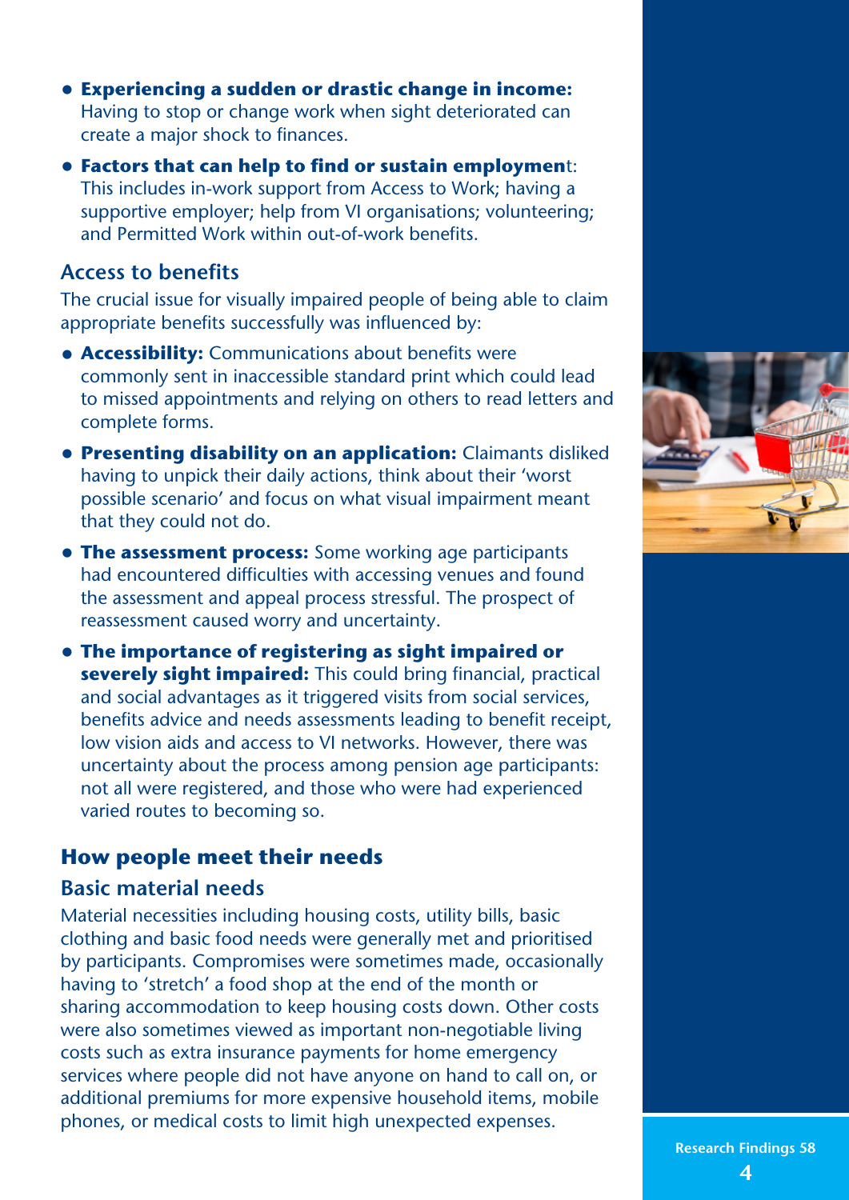- **Experiencing a sudden or drastic change in income:** Having to stop or change work when sight deteriorated can create a major shock to finances.
- **Factors that can help to find or sustain employment**: This includes in-work support from Access to Work; having a supportive employer; help from VI organisations; volunteering; and Permitted Work within out-of-work benefits.

### Access to benefits

The crucial issue for visually impaired people of being able to claim appropriate benefits successfully was influenced by:

- **Accessibility:** Communications about benefits were commonly sent in inaccessible standard print which could lead to missed appointments and relying on others to read letters and complete forms.
- **Presenting disability on an application:** Claimants disliked having to unpick their daily actions, think about their 'worst possible scenario' and focus on what visual impairment meant that they could not do.
- **The assessment process:** Some working age participants had encountered difficulties with accessing venues and found the assessment and appeal process stressful. The prospect of reassessment caused worry and uncertainty.
- **The importance of registering as sight impaired or severely sight impaired:** This could bring financial, practical and social advantages as it triggered visits from social services, benefits advice and needs assessments leading to benefit receipt, low vision aids and access to VI networks. However, there was uncertainty about the process among pension age participants: not all were registered, and those who were had experienced varied routes to becoming so.

## How people meet their needs

### Basic material needs

Material necessities including housing costs, utility bills, basic clothing and basic food needs were generally met and prioritised by participants. Compromises were sometimes made, occasionally having to 'stretch' a food shop at the end of the month or sharing accommodation to keep housing costs down. Other costs were also sometimes viewed as important non-negotiable living costs such as extra insurance payments for home emergency services where people did not have anyone on hand to call on, or additional premiums for more expensive household items, mobile phones, or medical costs to limit high unexpected expenses.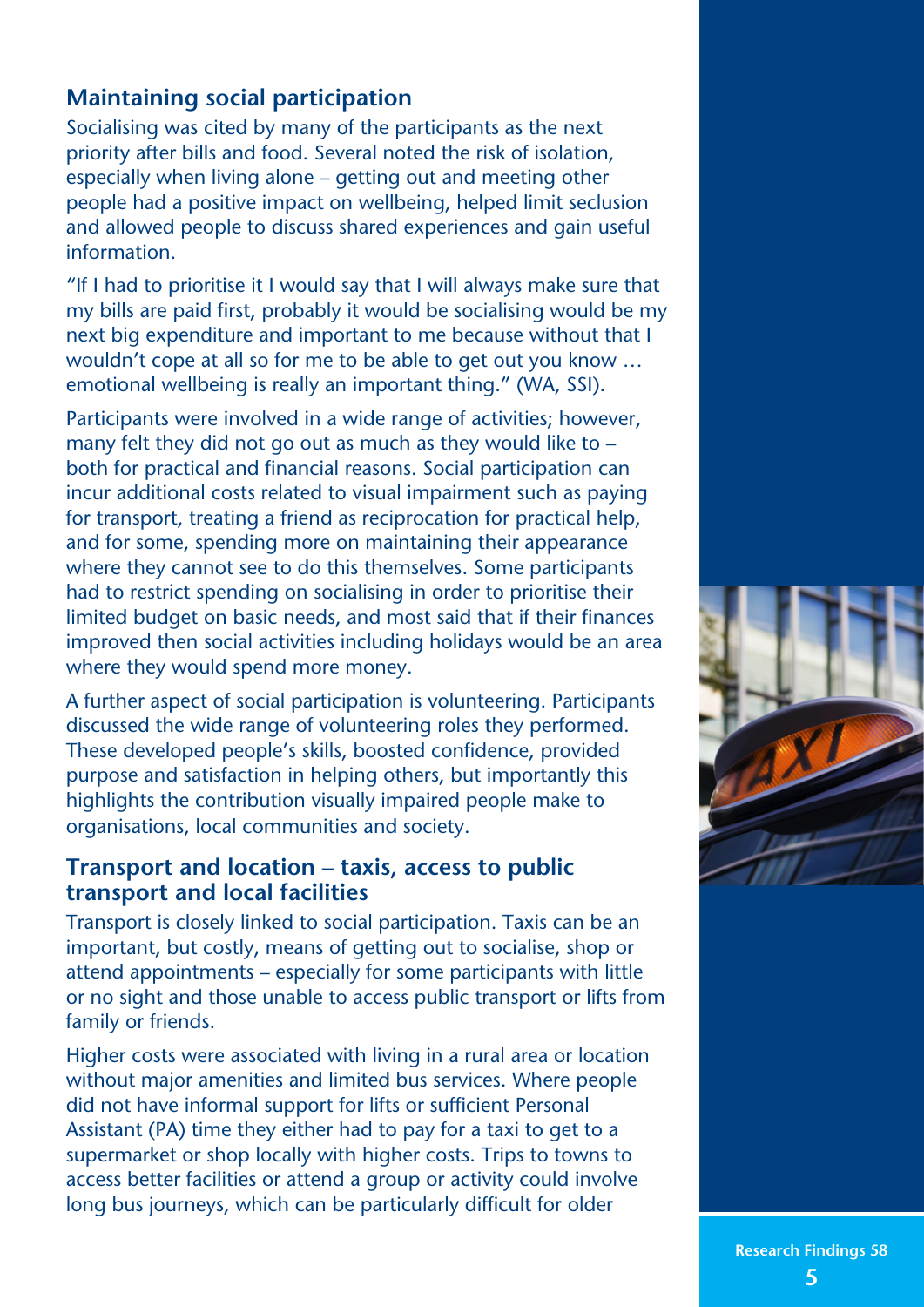## Maintaining social participation

Socialising was cited by many of the participants as the next priority after bills and food. Several noted the risk of isolation, especially when living alone – getting out and meeting other people had a positive impact on wellbeing, helped limit seclusion and allowed people to discuss shared experiences and gain useful information.

"If I had to prioritise it I would say that I will always make sure that my bills are paid first, probably it would be socialising would be my next big expenditure and important to me because without that I wouldn't cope at all so for me to be able to get out you know … emotional wellbeing is really an important thing." (WA, SSI).

Participants were involved in a wide range of activities; however, many felt they did not go out as much as they would like to – both for practical and financial reasons. Social participation can incur additional costs related to visual impairment such as paying for transport, treating a friend as reciprocation for practical help, and for some, spending more on maintaining their appearance where they cannot see to do this themselves. Some participants had to restrict spending on socialising in order to prioritise their limited budget on basic needs, and most said that if their finances improved then social activities including holidays would be an area where they would spend more money.

A further aspect of social participation is volunteering. Participants discussed the wide range of volunteering roles they performed. These developed people's skills, boosted confidence, provided purpose and satisfaction in helping others, but importantly this highlights the contribution visually impaired people make to organisations, local communities and society.

## Transport and location – taxis, access to public transport and local facilities

Transport is closely linked to social participation. Taxis can be an important, but costly, means of getting out to socialise, shop or attend appointments – especially for some participants with little or no sight and those unable to access public transport or lifts from family or friends.

Higher costs were associated with living in a rural area or location without major amenities and limited bus services. Where people did not have informal support for lifts or sufficient Personal Assistant (PA) time they either had to pay for a taxi to get to a supermarket or shop locally with higher costs. Trips to towns to access better facilities or attend a group or activity could involve long bus journeys, which can be particularly difficult for older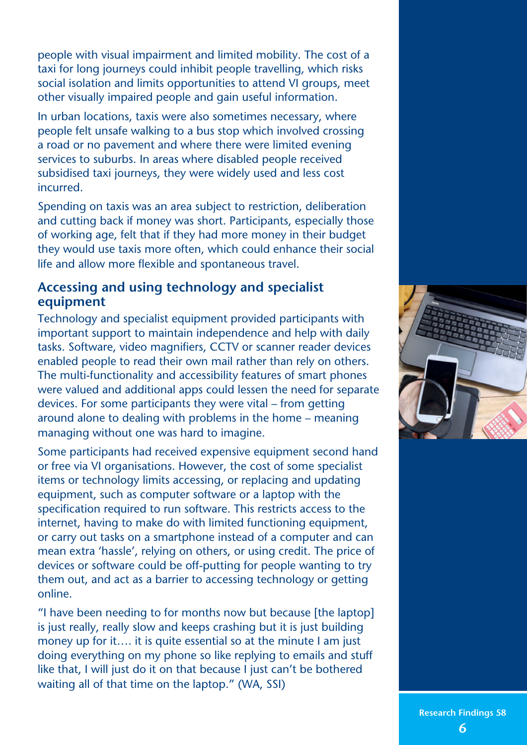people with visual impairment and limited mobility. The cost of a taxi for long journeys could inhibit people travelling, which risks social isolation and limits opportunities to attend VI groups, meet other visually impaired people and gain useful information.

In urban locations, taxis were also sometimes necessary, where people felt unsafe walking to a bus stop which involved crossing a road or no pavement and where there were limited evening services to suburbs. In areas where disabled people received subsidised taxi journeys, they were widely used and less cost incurred.

Spending on taxis was an area subject to restriction, deliberation and cutting back if money was short. Participants, especially those of working age, felt that if they had more money in their budget they would use taxis more often, which could enhance their social life and allow more flexible and spontaneous travel.

## Accessing and using technology and specialist equipment

Technology and specialist equipment provided participants with important support to maintain independence and help with daily tasks. Software, video magnifiers, CCTV or scanner reader devices enabled people to read their own mail rather than rely on others. The multi-functionality and accessibility features of smart phones were valued and additional apps could lessen the need for separate devices. For some participants they were vital – from getting around alone to dealing with problems in the home – meaning managing without one was hard to imagine.

Some participants had received expensive equipment second hand or free via VI organisations. However, the cost of some specialist items or technology limits accessing, or replacing and updating equipment, such as computer software or a laptop with the specification required to run software. This restricts access to the internet, having to make do with limited functioning equipment, or carry out tasks on a smartphone instead of a computer and can mean extra 'hassle', relying on others, or using credit. The price of devices or software could be off-putting for people wanting to try them out, and act as a barrier to accessing technology or getting online.

"I have been needing to for months now but because [the laptop] is just really, really slow and keeps crashing but it is just building money up for it…. it is quite essential so at the minute I am just doing everything on my phone so like replying to emails and stuff like that, I will just do it on that because I just can't be bothered waiting all of that time on the laptop." (WA, SSI)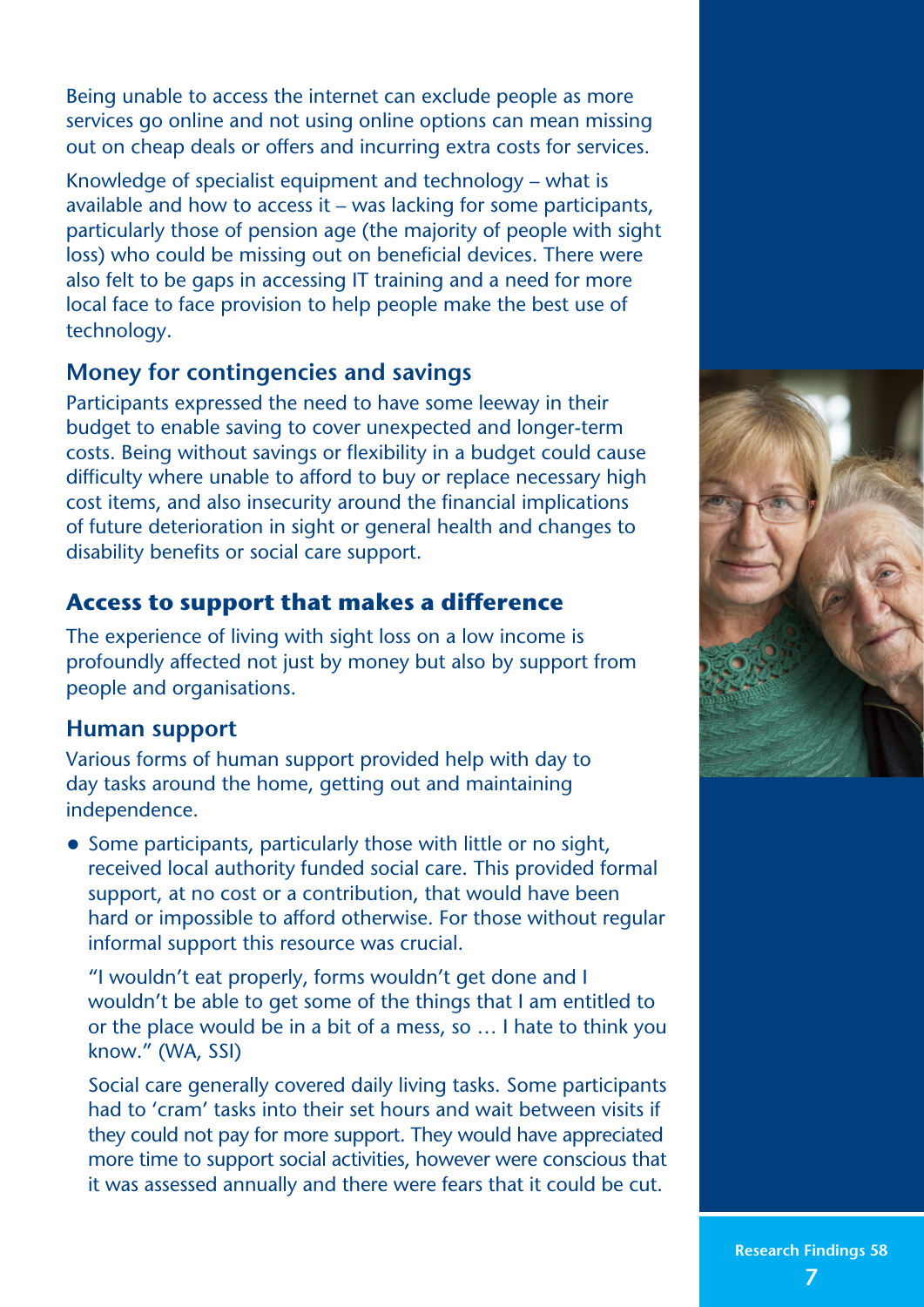Being unable to access the internet can exclude people as more services go online and not using online options can mean missing out on cheap deals or offers and incurring extra costs for services.

Knowledge of specialist equipment and technology – what is available and how to access it – was lacking for some participants, particularly those of pension age (the majority of people with sight loss) who could be missing out on beneficial devices. There were also felt to be gaps in accessing IT training and a need for more local face to face provision to help people make the best use of technology.

### Money for contingencies and savings

Participants expressed the need to have some leeway in their budget to enable saving to cover unexpected and longer-term costs. Being without savings or flexibility in a budget could cause difficulty where unable to afford to buy or replace necessary high cost items, and also insecurity around the financial implications of future deterioration in sight or general health and changes to disability benefits or social care support.

## Access to support that makes a difference

The experience of living with sight loss on a low income is profoundly affected not just by money but also by support from people and organisations.

### Human support

Various forms of human support provided help with day to day tasks around the home, getting out and maintaining independence.

- Some participants, particularly those with little or no sight, received local authority funded social care. This provided formal support, at no cost or a contribution, that would have been hard or impossible to afford otherwise. For those without regular informal support this resource was crucial.

  "I wouldn't eat properly, forms wouldn't get done and I wouldn't be able to get some of the things that I am entitled to or the place would be in a bit of a mess, so … I hate to think you know." (WA, SSI)

  Social care generally covered daily living tasks. Some participants had to 'cram' tasks into their set hours and wait between visits if they could not pay for more support. They would have appreciated more time to support social activities, however were conscious that it was assessed annually and there were fears that it could be cut.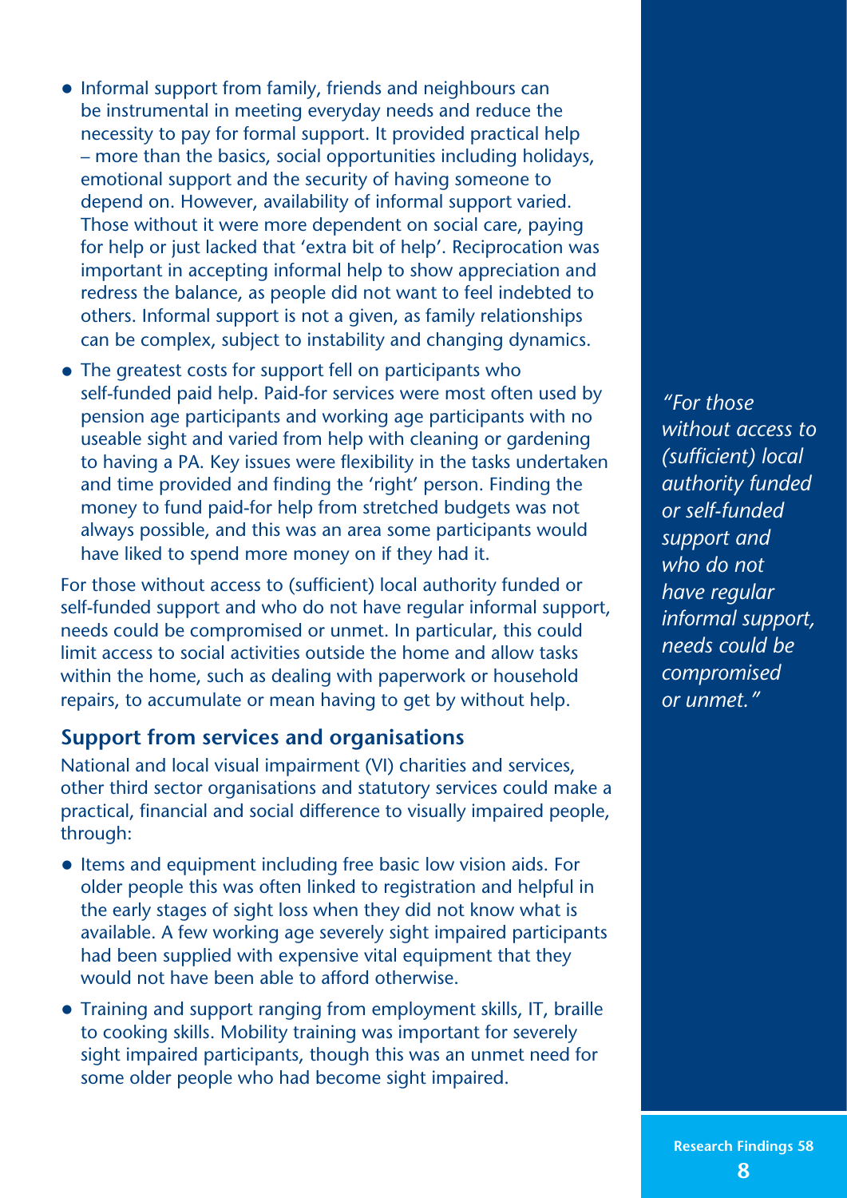- Informal support from family, friends and neighbours can be instrumental in meeting everyday needs and reduce the necessity to pay for formal support. It provided practical help – more than the basics, social opportunities including holidays, emotional support and the security of having someone to depend on. However, availability of informal support varied. Those without it were more dependent on social care, paying for help or just lacked that 'extra bit of help'. Reciprocation was important in accepting informal help to show appreciation and redress the balance, as people did not want to feel indebted to others. Informal support is not a given, as family relationships can be complex, subject to instability and changing dynamics.
- The greatest costs for support fell on participants who self-funded paid help. Paid-for services were most often used by pension age participants and working age participants with no useable sight and varied from help with cleaning or gardening to having a PA. Key issues were flexibility in the tasks undertaken and time provided and finding the 'right' person. Finding the money to fund paid-for help from stretched budgets was not always possible, and this was an area some participants would have liked to spend more money on if they had it.

For those without access to (sufficient) local authority funded or self-funded support and who do not have regular informal support, needs could be compromised or unmet. In particular, this could limit access to social activities outside the home and allow tasks within the home, such as dealing with paperwork or household repairs, to accumulate or mean having to get by without help.

*"For those without access to (sufficient) local authority funded or self-funded support and who do not have regular informal support, needs could be compromised or unmet."*

## Support from services and organisations

National and local visual impairment (VI) charities and services, other third sector organisations and statutory services could make a practical, financial and social difference to visually impaired people, through:

- Items and equipment including free basic low vision aids. For older people this was often linked to registration and helpful in the early stages of sight loss when they did not know what is available. A few working age severely sight impaired participants had been supplied with expensive vital equipment that they would not have been able to afford otherwise.
- Training and support ranging from employment skills, IT, braille to cooking skills. Mobility training was important for severely sight impaired participants, though this was an unmet need for some older people who had become sight impaired.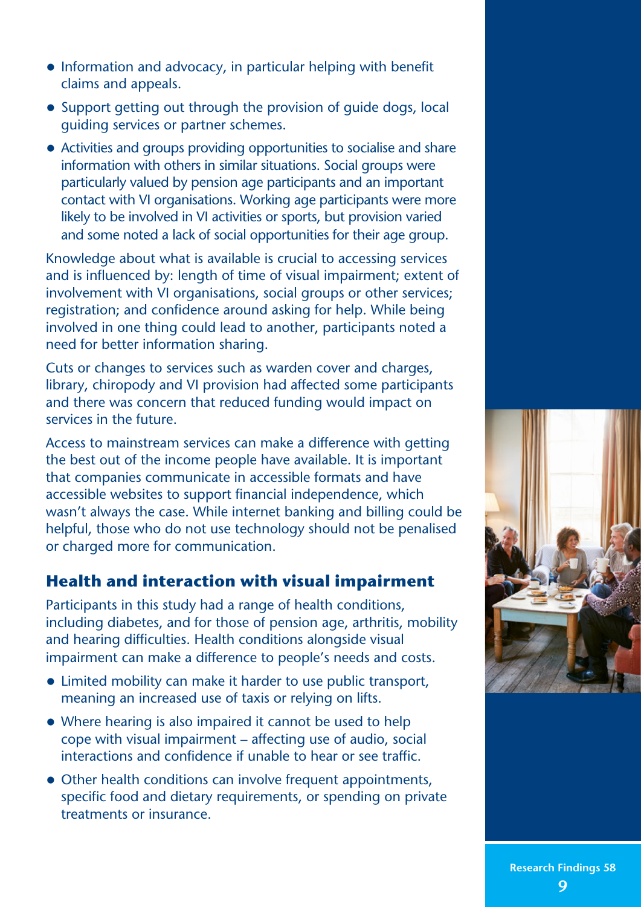- Information and advocacy, in particular helping with benefit claims and appeals.
- Support getting out through the provision of guide dogs, local guiding services or partner schemes.
- Activities and groups providing opportunities to socialise and share information with others in similar situations. Social groups were particularly valued by pension age participants and an important contact with VI organisations. Working age participants were more likely to be involved in VI activities or sports, but provision varied and some noted a lack of social opportunities for their age group.

Knowledge about what is available is crucial to accessing services and is influenced by: length of time of visual impairment; extent of involvement with VI organisations, social groups or other services; registration; and confidence around asking for help. While being involved in one thing could lead to another, participants noted a need for better information sharing.

Cuts or changes to services such as warden cover and charges, library, chiropody and VI provision had affected some participants and there was concern that reduced funding would impact on services in the future.

Access to mainstream services can make a difference with getting the best out of the income people have available. It is important that companies communicate in accessible formats and have accessible websites to support financial independence, which wasn't always the case. While internet banking and billing could be helpful, those who do not use technology should not be penalised or charged more for communication.

## Health and interaction with visual impairment

Participants in this study had a range of health conditions, including diabetes, and for those of pension age, arthritis, mobility and hearing difficulties. Health conditions alongside visual impairment can make a difference to people's needs and costs.

- Limited mobility can make it harder to use public transport, meaning an increased use of taxis or relying on lifts.
- Where hearing is also impaired it cannot be used to help cope with visual impairment – affecting use of audio, social interactions and confidence if unable to hear or see traffic.
- Other health conditions can involve frequent appointments, specific food and dietary requirements, or spending on private treatments or insurance.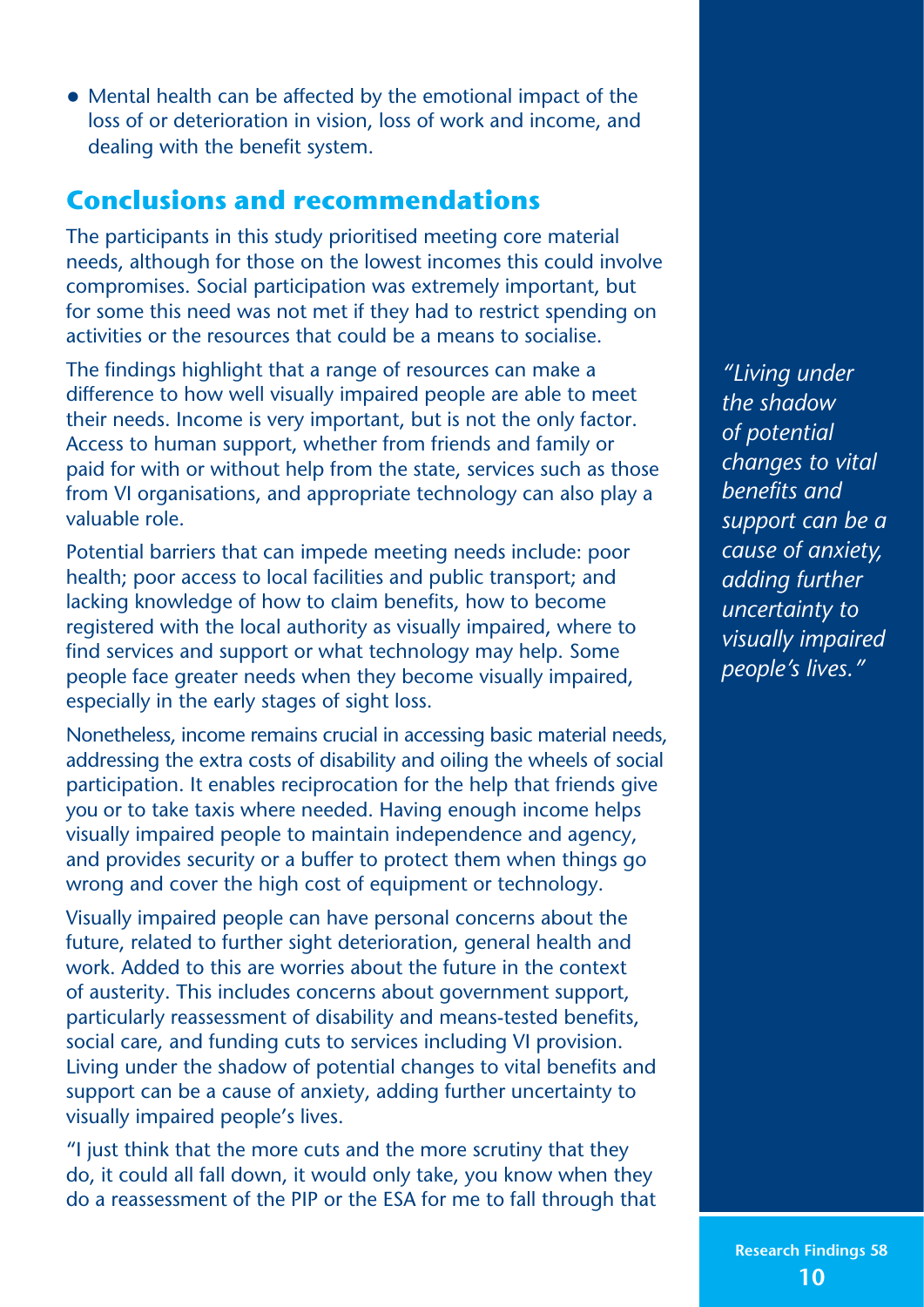- Mental health can be affected by the emotional impact of the loss of or deterioration in vision, loss of work and income, and dealing with the benefit system.

## Conclusions and recommendations

The participants in this study prioritised meeting core material needs, although for those on the lowest incomes this could involve compromises. Social participation was extremely important, but for some this need was not met if they had to restrict spending on activities or the resources that could be a means to socialise.

The findings highlight that a range of resources can make a difference to how well visually impaired people are able to meet their needs. Income is very important, but is not the only factor. Access to human support, whether from friends and family or paid for with or without help from the state, services such as those from VI organisations, and appropriate technology can also play a valuable role.

Potential barriers that can impede meeting needs include: poor health; poor access to local facilities and public transport; and lacking knowledge of how to claim benefits, how to become registered with the local authority as visually impaired, where to find services and support or what technology may help. Some people face greater needs when they become visually impaired, especially in the early stages of sight loss.

Nonetheless, income remains crucial in accessing basic material needs, addressing the extra costs of disability and oiling the wheels of social participation. It enables reciprocation for the help that friends give you or to take taxis where needed. Having enough income helps visually impaired people to maintain independence and agency, and provides security or a buffer to protect them when things go wrong and cover the high cost of equipment or technology.

Visually impaired people can have personal concerns about the future, related to further sight deterioration, general health and work. Added to this are worries about the future in the context of austerity. This includes concerns about government support, particularly reassessment of disability and means-tested benefits, social care, and funding cuts to services including VI provision. Living under the shadow of potential changes to vital benefits and support can be a cause of anxiety, adding further uncertainty to visually impaired people's lives.

*"Living under the shadow of potential changes to vital benefits and support can be a cause of anxiety, adding further uncertainty to visually impaired people's lives."*

"I just think that the more cuts and the more scrutiny that they do, it could all fall down, it would only take, you know when they do a reassessment of the PIP or the ESA for me to fall through that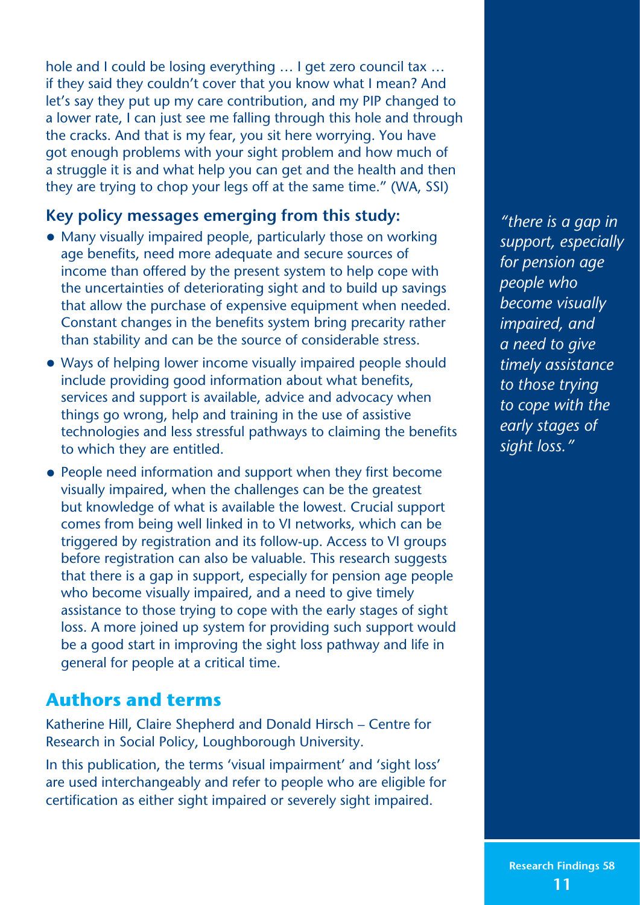hole and I could be losing everything … I get zero council tax … if they said they couldn't cover that you know what I mean? And let's say they put up my care contribution, and my PIP changed to a lower rate, I can just see me falling through this hole and through the cracks. And that is my fear, you sit here worrying. You have got enough problems with your sight problem and how much of a struggle it is and what help you can get and the health and then they are trying to chop your legs off at the same time." (WA, SSI)

### Key policy messages emerging from this study:

- Many visually impaired people, particularly those on working age benefits, need more adequate and secure sources of income than offered by the present system to help cope with the uncertainties of deteriorating sight and to build up savings that allow the purchase of expensive equipment when needed. Constant changes in the benefits system bring precarity rather than stability and can be the source of considerable stress.
- Ways of helping lower income visually impaired people should include providing good information about what benefits, services and support is available, advice and advocacy when things go wrong, help and training in the use of assistive technologies and less stressful pathways to claiming the benefits to which they are entitled.
- People need information and support when they first become visually impaired, when the challenges can be the greatest but knowledge of what is available the lowest. Crucial support comes from being well linked in to VI networks, which can be triggered by registration and its follow-up. Access to VI groups before registration can also be valuable. This research suggests that there is a gap in support, especially for pension age people who become visually impaired, and a need to give timely assistance to those trying to cope with the early stages of sight loss. A more joined up system for providing such support would be a good start in improving the sight loss pathway and life in general for people at a critical time.

*"there is a gap in support, especially for pension age people who become visually impaired, and a need to give timely assistance to those trying to cope with the early stages of sight loss."*

## Authors and terms

Katherine Hill, Claire Shepherd and Donald Hirsch – Centre for Research in Social Policy, Loughborough University.

In this publication, the terms 'visual impairment' and 'sight loss' are used interchangeably and refer to people who are eligible for certification as either sight impaired or severely sight impaired.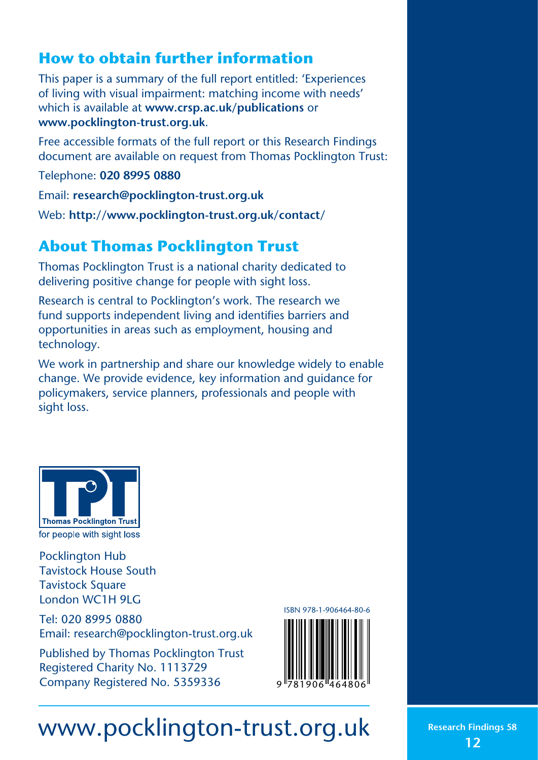## How to obtain further information

This paper is a summary of the full report entitled: 'Experiences of living with visual impairment: matching income with needs' which is available at **www.crsp.ac.uk/publications** or **www.pocklington-trust.org.uk**.

Free accessible formats of the full report or this Research Findings document are available on request from Thomas Pocklington Trust:

Telephone: **020 8995 0880**

Email: **research@pocklington-trust.org.uk**

Web: **http://www.pocklington-trust.org.uk/contact/**

## About Thomas Pocklington Trust

Thomas Pocklington Trust is a national charity dedicated to delivering positive change for people with sight loss.

Research is central to Pocklington's work. The research we fund supports independent living and identifies barriers and opportunities in areas such as employment, housing and technology.

We work in partnership and share our knowledge widely to enable change. We provide evidence, key information and guidance for policymakers, service planners, professionals and people with sight loss.

Thomas Pocklington Trust
for people with sight loss

Pocklington Hub
Tavistock House South
Tavistock Square
London WC1H 9LG

Tel: 020 8995 0880
Email: research@pocklington-trust.org.uk

Published by Thomas Pocklington Trust
Registered Charity No. 1113729
Company Registered No. 5359336

ISBN 978-1-906464-80-6

9 781906 464806

www.pocklington-trust.org.uk

Research Findings 58